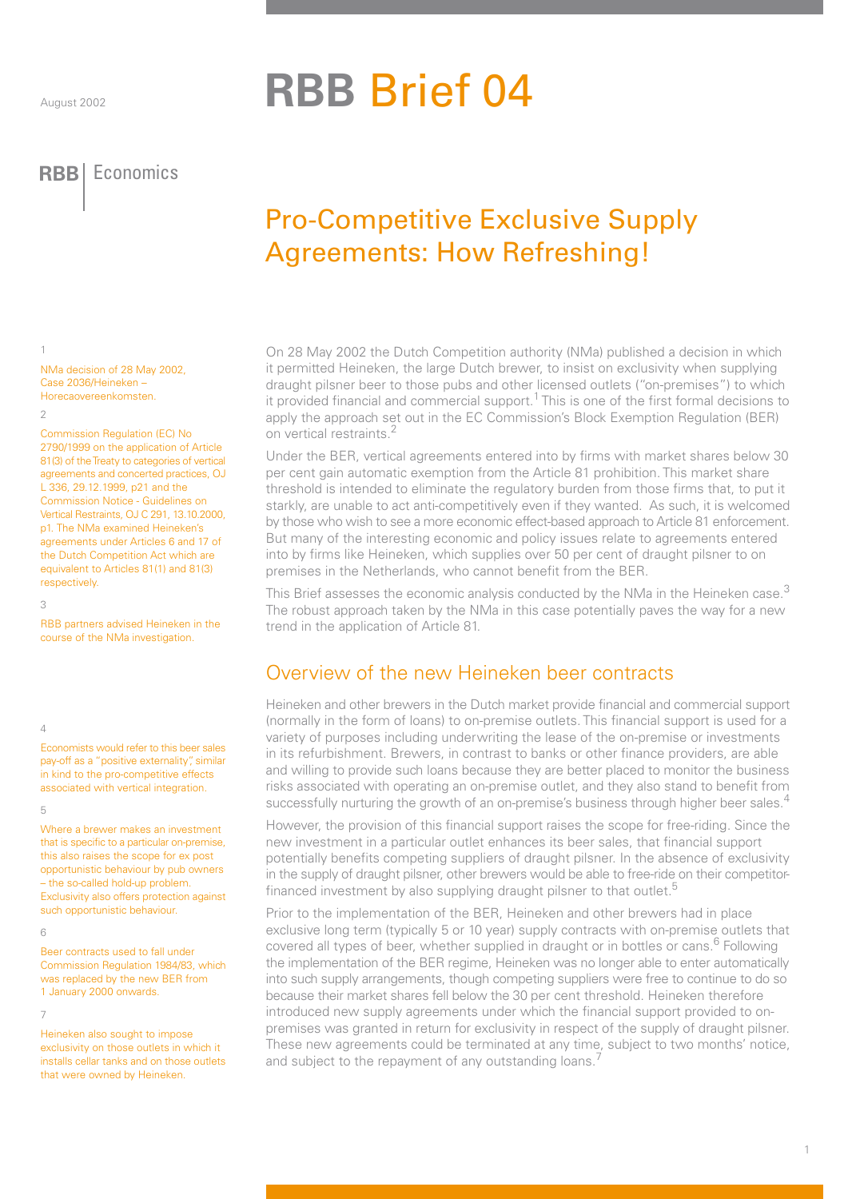August 2002

# RBB Brief 04

RBB | Economics

## Pro-Competitive Exclusive Supply Agreements: How Refreshing!

On 28 May 2002 the Dutch Competition authority (NMa) published a decision in which it permitted Heineken, the large Dutch brewer, to insist on exclusivity when supplying draught pilsner beer to those pubs and other licensed outlets ("on-premises") to which it provided financial and commercial support.[1] This is one of the first formal decisions to apply the approach set out in the EC Commission's Block Exemption Regulation (BER) on vertical restraints.[2]

Under the BER, vertical agreements entered into by firms with market shares below 30 per cent gain automatic exemption from the Article 81 prohibition. This market share threshold is intended to eliminate the regulatory burden from those firms that, to put it starkly, are unable to act anti-competitively even if they wanted. As such, it is welcomed by those who wish to see a more economic effect-based approach to Article 81 enforcement. But many of the interesting economic and policy issues relate to agreements entered into by firms like Heineken, which supplies over 50 per cent of draught pilsner to on premises in the Netherlands, who cannot benefit from the BER.

This Brief assesses the economic analysis conducted by the NMa in the Heineken case.[3] The robust approach taken by the NMa in this case potentially paves the way for a new trend in the application of Article 81.

## Overview of the new Heineken beer contracts

Heineken and other brewers in the Dutch market provide financial and commercial support (normally in the form of loans) to on-premise outlets. This financial support is used for a variety of purposes including underwriting the lease of the on-premise or investments in its refurbishment. Brewers, in contrast to banks or other finance providers, are able and willing to provide such loans because they are better placed to monitor the business risks associated with operating an on-premise outlet, and they also stand to benefit from successfully nurturing the growth of an on-premise's business through higher beer sales.[4]

However, the provision of this financial support raises the scope for free-riding. Since the new investment in a particular outlet enhances its beer sales, that financial support potentially benefits competing suppliers of draught pilsner. In the absence of exclusivity in the supply of draught pilsner, other brewers would be able to free-ride on their competitor-financed investment by also supplying draught pilsner to that outlet.[5]

Prior to the implementation of the BER, Heineken and other brewers had in place exclusive long term (typically 5 or 10 year) supply contracts with on-premise outlets that covered all types of beer, whether supplied in draught or in bottles or cans.[6] Following the implementation of the BER regime, Heineken was no longer able to enter automatically into such supply arrangements, though competing suppliers were free to continue to do so because their market shares fell below the 30 per cent threshold. Heineken therefore introduced new supply agreements under which the financial support provided to on-premises was granted in return for exclusivity in respect of the supply of draught pilsner. These new agreements could be terminated at any time, subject to two months' notice, and subject to the repayment of any outstanding loans.[7]

---

1 NMa decision of 28 May 2002, Case 2036/Heineken – Horecaovereenkomsten.

2 Commission Regulation (EC) No 2790/1999 on the application of Article 81(3) of the Treaty to categories of vertical agreements and concerted practices, OJ L 336, 29.12.1999, p21 and the Commission Notice - Guidelines on Vertical Restraints, OJ C 291, 13.10.2000, p1. The NMa examined Heineken's agreements under Articles 6 and 17 of the Dutch Competition Act which are equivalent to Articles 81(1) and 81(3) respectively.

3 RBB partners advised Heineken in the course of the NMa investigation.

4 Economists would refer to this beer sales pay-off as a "positive externality", similar in kind to the pro-competitive effects associated with vertical integration.

5 Where a brewer makes an investment that is specific to a particular on-premise, this also raises the scope for ex post opportunistic behaviour by pub owners – the so-called hold-up problem. Exclusivity also offers protection against such opportunistic behaviour.

6 Beer contracts used to fall under Commission Regulation 1984/83, which was replaced by the new BER from 1 January 2000 onwards.

7 Heineken also sought to impose exclusivity on those outlets in which it installs cellar tanks and on those outlets that were owned by Heineken.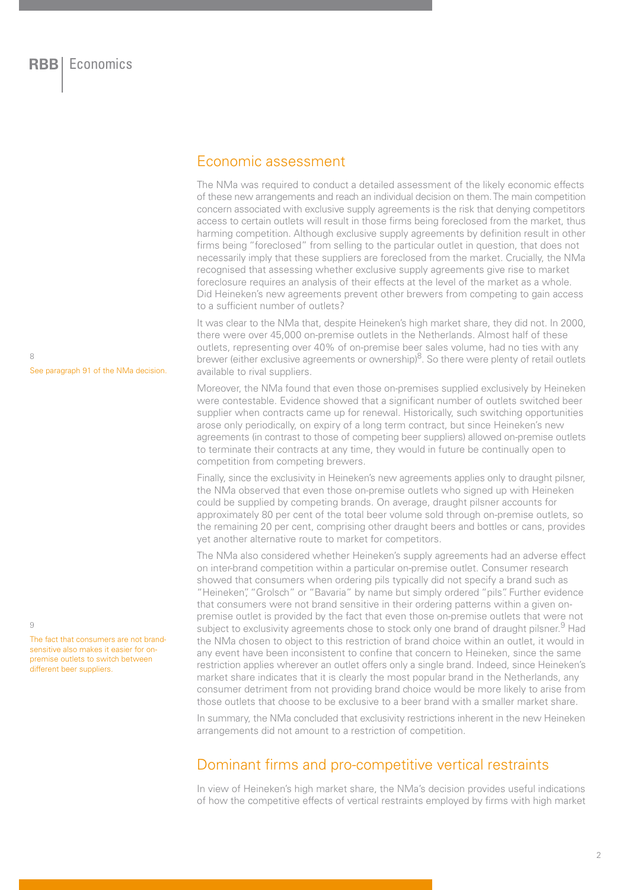## Economic assessment

The NMa was required to conduct a detailed assessment of the likely economic effects of these new arrangements and reach an individual decision on them. The main competition concern associated with exclusive supply agreements is the risk that denying competitors access to certain outlets will result in those firms being foreclosed from the market, thus harming competition. Although exclusive supply agreements by definition result in other firms being "foreclosed" from selling to the particular outlet in question, that does not necessarily imply that these suppliers are foreclosed from the market. Crucially, the NMa recognised that assessing whether exclusive supply agreements give rise to market foreclosure requires an analysis of their effects at the level of the market as a whole. Did Heineken's new agreements prevent other brewers from competing to gain access to a sufficient number of outlets?

It was clear to the NMa that, despite Heineken's high market share, they did not. In 2000, there were over 45,000 on-premise outlets in the Netherlands. Almost half of these outlets, representing over 40% of on-premise beer sales volume, had no ties with any brewer (either exclusive agreements or ownership)[8]. So there were plenty of retail outlets available to rival suppliers.

Moreover, the NMa found that even those on-premises supplied exclusively by Heineken were contestable. Evidence showed that a significant number of outlets switched beer supplier when contracts came up for renewal. Historically, such switching opportunities arose only periodically, on expiry of a long term contract, but since Heineken's new agreements (in contrast to those of competing beer suppliers) allowed on-premise outlets to terminate their contracts at any time, they would in future be continually open to competition from competing brewers.

Finally, since the exclusivity in Heineken's new agreements applies only to draught pilsner, the NMa observed that even those on-premise outlets who signed up with Heineken could be supplied by competing brands. On average, draught pilsner accounts for approximately 80 per cent of the total beer volume sold through on-premise outlets, so the remaining 20 per cent, comprising other draught beers and bottles or cans, provides yet another alternative route to market for competitors.

The NMa also considered whether Heineken's supply agreements had an adverse effect on inter-brand competition within a particular on-premise outlet. Consumer research showed that consumers when ordering pils typically did not specify a brand such as "Heineken", "Grolsch" or "Bavaria" by name but simply ordered "pils". Further evidence that consumers were not brand sensitive in their ordering patterns within a given on-premise outlet is provided by the fact that even those on-premise outlets that were not subject to exclusivity agreements chose to stock only one brand of draught pilsner.[9] Had the NMa chosen to object to this restriction of brand choice within an outlet, it would in any event have been inconsistent to confine that concern to Heineken, since the same restriction applies wherever an outlet offers only a single brand. Indeed, since Heineken's market share indicates that it is clearly the most popular brand in the Netherlands, any consumer detriment from not providing brand choice would be more likely to arise from those outlets that choose to be exclusive to a beer brand with a smaller market share.

In summary, the NMa concluded that exclusivity restrictions inherent in the new Heineken arrangements did not amount to a restriction of competition.

## Dominant firms and pro-competitive vertical restraints

In view of Heineken's high market share, the NMa's decision provides useful indications of how the competitive effects of vertical restraints employed by firms with high market

---

[8] See paragraph 91 of the NMa decision.

[9] The fact that consumers are not brand-sensitive also makes it easier for on-premise outlets to switch between different beer suppliers.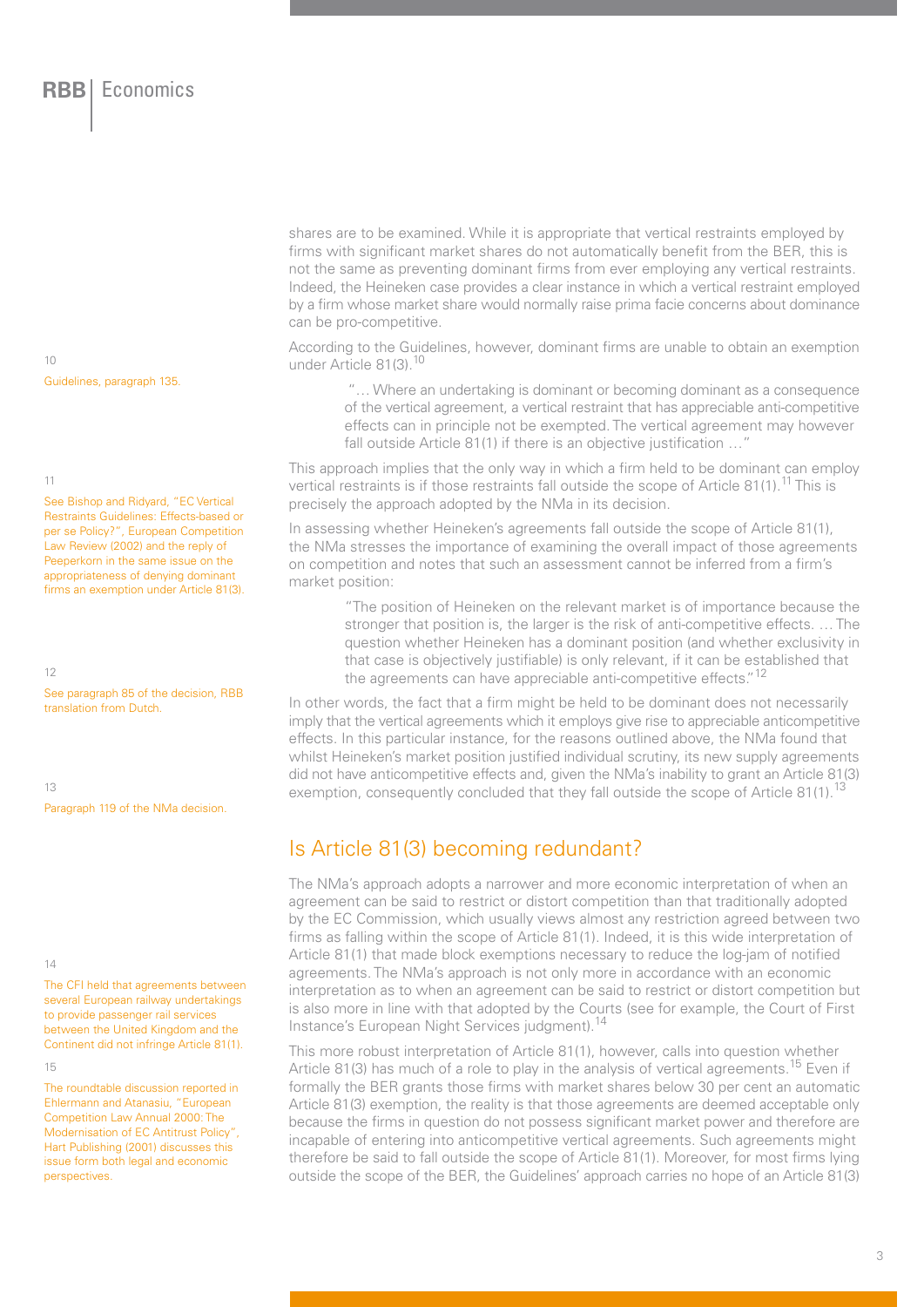shares are to be examined. While it is appropriate that vertical restraints employed by firms with significant market shares do not automatically benefit from the BER, this is not the same as preventing dominant firms from ever employing any vertical restraints. Indeed, the Heineken case provides a clear instance in which a vertical restraint employed by a firm whose market share would normally raise prima facie concerns about dominance can be pro-competitive.

According to the Guidelines, however, dominant firms are unable to obtain an exemption under Article 81(3).[10]

> "… Where an undertaking is dominant or becoming dominant as a consequence of the vertical agreement, a vertical restraint that has appreciable anti-competitive effects can in principle not be exempted. The vertical agreement may however fall outside Article 81(1) if there is an objective justification …"

This approach implies that the only way in which a firm held to be dominant can employ vertical restraints is if those restraints fall outside the scope of Article 81(1).[11] This is precisely the approach adopted by the NMa in its decision.

In assessing whether Heineken's agreements fall outside the scope of Article 81(1), the NMa stresses the importance of examining the overall impact of those agreements on competition and notes that such an assessment cannot be inferred from a firm's market position:

> "The position of Heineken on the relevant market is of importance because the stronger that position is, the larger is the risk of anti-competitive effects. … The question whether Heineken has a dominant position (and whether exclusivity in that case is objectively justifiable) is only relevant, if it can be established that the agreements can have appreciable anti-competitive effects."[12]

In other words, the fact that a firm might be held to be dominant does not necessarily imply that the vertical agreements which it employs give rise to appreciable anticompetitive effects. In this particular instance, for the reasons outlined above, the NMa found that whilst Heineken's market position justified individual scrutiny, its new supply agreements did not have anticompetitive effects and, given the NMa's inability to grant an Article 81(3) exemption, consequently concluded that they fall outside the scope of Article 81(1).[13]

## Is Article 81(3) becoming redundant?

The NMa's approach adopts a narrower and more economic interpretation of when an agreement can be said to restrict or distort competition than that traditionally adopted by the EC Commission, which usually views almost any restriction agreed between two firms as falling within the scope of Article 81(1). Indeed, it is this wide interpretation of Article 81(1) that made block exemptions necessary to reduce the log-jam of notified agreements. The NMa's approach is not only more in accordance with an economic interpretation as to when an agreement can be said to restrict or distort competition but is also more in line with that adopted by the Courts (see for example, the Court of First Instance's European Night Services judgment).[14]

This more robust interpretation of Article 81(1), however, calls into question whether Article 81(3) has much of a role to play in the analysis of vertical agreements.[15] Even if formally the BER grants those firms with market shares below 30 per cent an automatic Article 81(3) exemption, the reality is that those agreements are deemed acceptable only because the firms in question do not possess significant market power and therefore are incapable of entering into anticompetitive vertical agreements. Such agreements might therefore be said to fall outside the scope of Article 81(1). Moreover, for most firms lying outside the scope of the BER, the Guidelines' approach carries no hope of an Article 81(3)

---

10 Guidelines, paragraph 135.

11 See Bishop and Ridyard, "EC Vertical Restraints Guidelines: Effects-based or per se Policy?", European Competition Law Review (2002) and the reply of Peeperkorn in the same issue on the appropriateness of denying dominant firms an exemption under Article 81(3).

12 See paragraph 85 of the decision, RBB translation from Dutch.

13 Paragraph 119 of the NMa decision.

14 The CFI held that agreements between several European railway undertakings to provide passenger rail services between the United Kingdom and the Continent did not infringe Article 81(1).

15 The roundtable discussion reported in Ehlermann and Atanasiu, "European Competition Law Annual 2000: The Modernisation of EC Antitrust Policy", Hart Publishing (2001) discusses this issue form both legal and economic perspectives.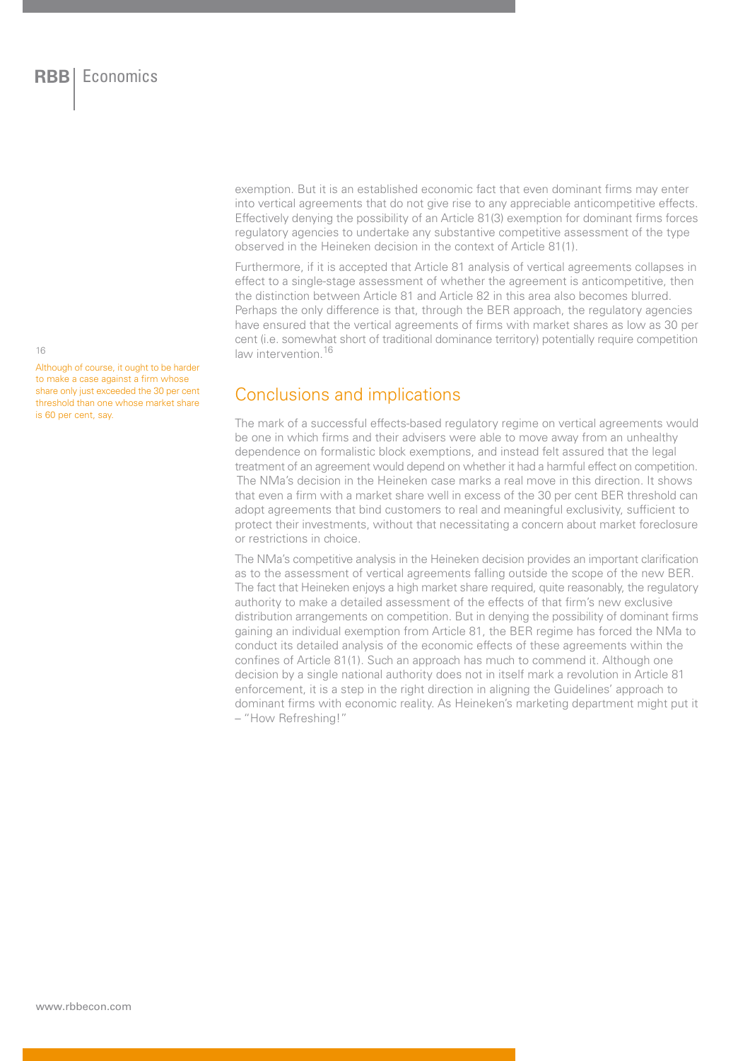exemption. But it is an established economic fact that even dominant firms may enter into vertical agreements that do not give rise to any appreciable anticompetitive effects. Effectively denying the possibility of an Article 81(3) exemption for dominant firms forces regulatory agencies to undertake any substantive competitive assessment of the type observed in the Heineken decision in the context of Article 81(1).

Furthermore, if it is accepted that Article 81 analysis of vertical agreements collapses in effect to a single-stage assessment of whether the agreement is anticompetitive, then the distinction between Article 81 and Article 82 in this area also becomes blurred. Perhaps the only difference is that, through the BER approach, the regulatory agencies have ensured that the vertical agreements of firms with market shares as low as 30 per cent (i.e. somewhat short of traditional dominance territory) potentially require competition law intervention.[16]

[16] Although of course, it ought to be harder to make a case against a firm whose share only just exceeded the 30 per cent threshold than one whose market share is 60 per cent, say.

## Conclusions and implications

The mark of a successful effects-based regulatory regime on vertical agreements would be one in which firms and their advisers were able to move away from an unhealthy dependence on formalistic block exemptions, and instead felt assured that the legal treatment of an agreement would depend on whether it had a harmful effect on competition. The NMa's decision in the Heineken case marks a real move in this direction. It shows that even a firm with a market share well in excess of the 30 per cent BER threshold can adopt agreements that bind customers to real and meaningful exclusivity, sufficient to protect their investments, without that necessitating a concern about market foreclosure or restrictions in choice.

The NMa's competitive analysis in the Heineken decision provides an important clarification as to the assessment of vertical agreements falling outside the scope of the new BER. The fact that Heineken enjoys a high market share required, quite reasonably, the regulatory authority to make a detailed assessment of the effects of that firm's new exclusive distribution arrangements on competition. But in denying the possibility of dominant firms gaining an individual exemption from Article 81, the BER regime has forced the NMa to conduct its detailed analysis of the economic effects of these agreements within the confines of Article 81(1). Such an approach has much to commend it. Although one decision by a single national authority does not in itself mark a revolution in Article 81 enforcement, it is a step in the right direction in aligning the Guidelines' approach to dominant firms with economic reality. As Heineken's marketing department might put it – "How Refreshing!"